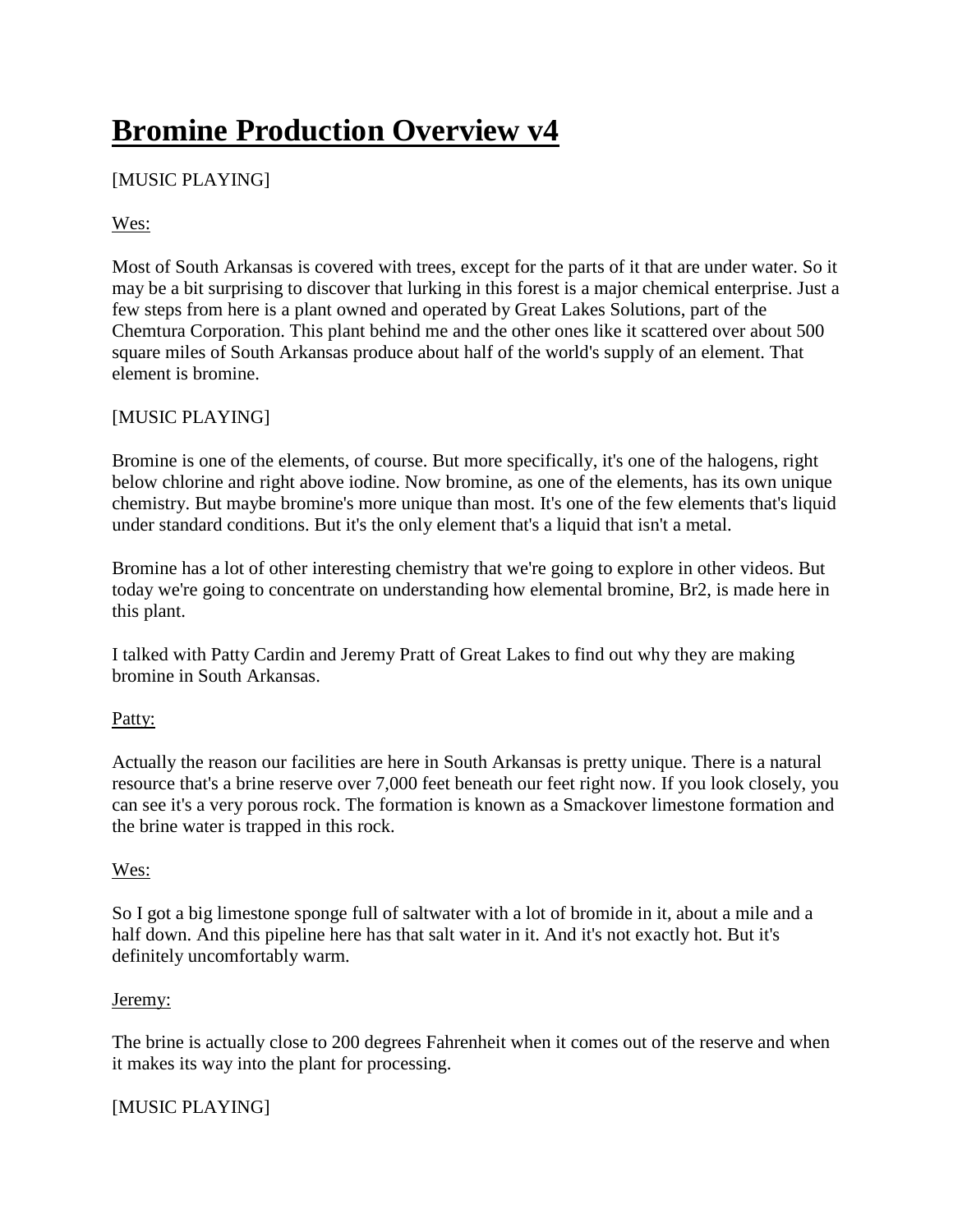# Bromine Production Overview v4

[MUSIC PLAYING]

Wes:

Most of South Arkansas is covered with trees, except for the parts of it that are under water. So it may be a bit surprising to discover that lurking in this forest is a major chemical enterprise. Just a few steps from here is a plant owned and operated by Great Lakes Solutions, part of the Chemtura Corporation. This plant behind me and the other ones like it scattered over about 500 square miles of South Arkansas produce about half of the world's supply of an element. That element is bromine.

[MUSIC PLAYING]

Bromine is one of the elements, of course. But more specifically, it's one of the halogens, right below chlorine and right above iodine. Now bromine, as one of the elements, has its own unique chemistry. But maybe bromine's more unique than most. It's one of the few elements that's liquid under standard conditions. But it's the only element that's a liquid that isn't a metal.

Bromine has a lot of other interesting chemistry that we're going to explore in other videos. But today we're going to concentrate on understanding how elemental bromine, $Br_2$, is made here in this plant.

I talked with Patty Cardin and Jeremy Pratt of Great Lakes to find out why they are making bromine in South Arkansas.

Patty:

Actually the reason our facilities are here in South Arkansas is pretty unique. There is a natural resource that's a brine reserve over 7,000 feet beneath our feet right now. If you look closely, you can see it's a very porous rock. The formation is known as a Smackover limestone formation and the brine water is trapped in this rock.

Wes:

So I got a big limestone sponge full of saltwater with a lot of bromide in it, about a mile and a half down. And this pipeline here has that salt water in it. And it's not exactly hot. But it's definitely uncomfortably warm.

Jeremy:

The brine is actually close to 200 degrees Fahrenheit when it comes out of the reserve and when it makes its way into the plant for processing.

[MUSIC PLAYING]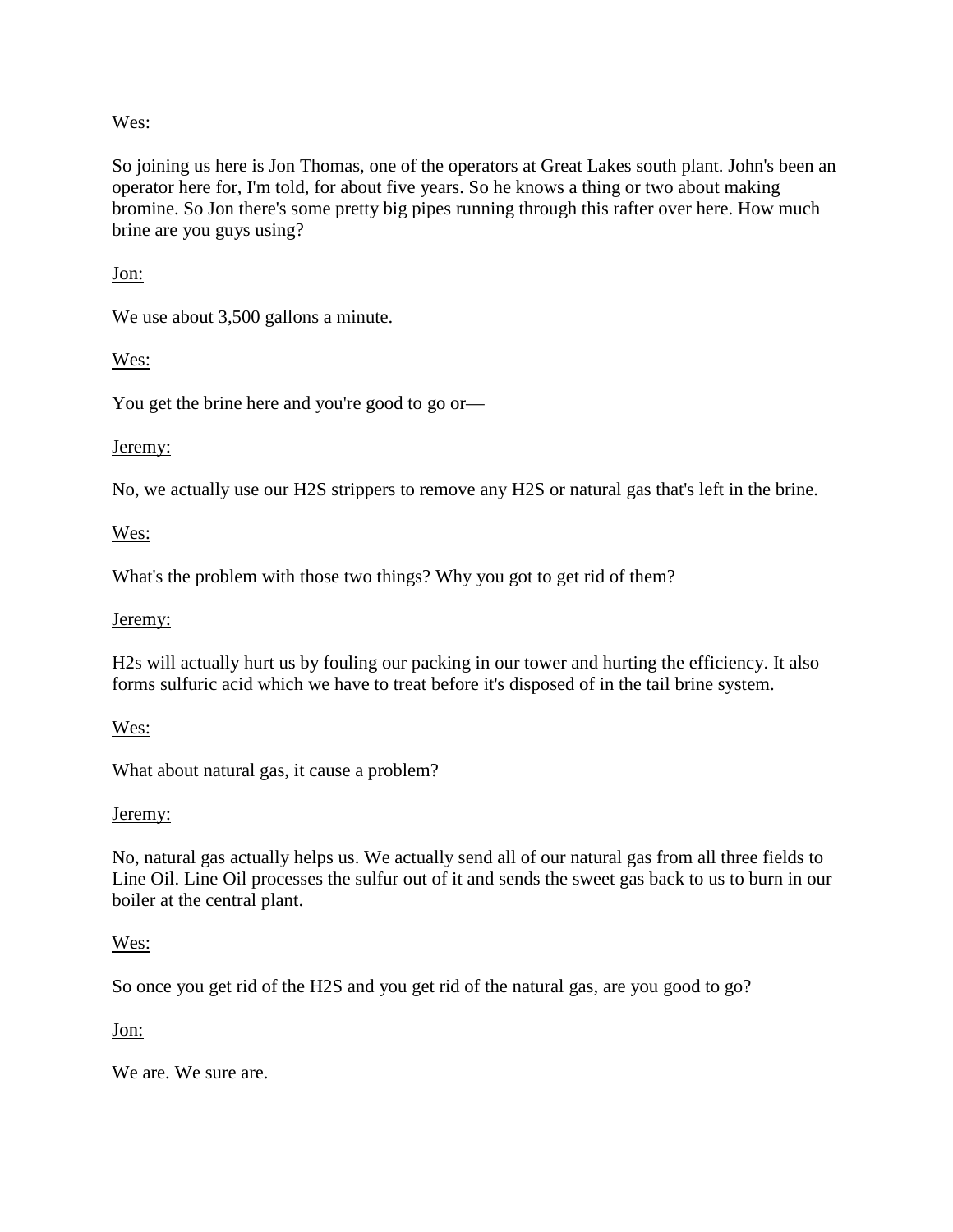Wes:

So joining us here is Jon Thomas, one of the operators at Great Lakes south plant. John's been an operator here for, I'm told, for about five years. So he knows a thing or two about making bromine. So Jon there's some pretty big pipes running through this rafter over here. How much brine are you guys using?

Jon:

We use about 3,500 gallons a minute.

Wes:

You get the brine here and you're good to go or—

Jeremy:

No, we actually use our $H_2S$ strippers to remove any $H_2S$ or natural gas that's left in the brine.

Wes:

What's the problem with those two things? Why you got to get rid of them?

Jeremy:

H2s will actually hurt us by fouling our packing in our tower and hurting the efficiency. It also forms sulfuric acid which we have to treat before it's disposed of in the tail brine system.

Wes:

What about natural gas, it cause a problem?

Jeremy:

No, natural gas actually helps us. We actually send all of our natural gas from all three fields to Line Oil. Line Oil processes the sulfur out of it and sends the sweet gas back to us to burn in our boiler at the central plant.

Wes:

So once you get rid of the $H_2S$ and you get rid of the natural gas, are you good to go?

Jon:

We are. We sure are.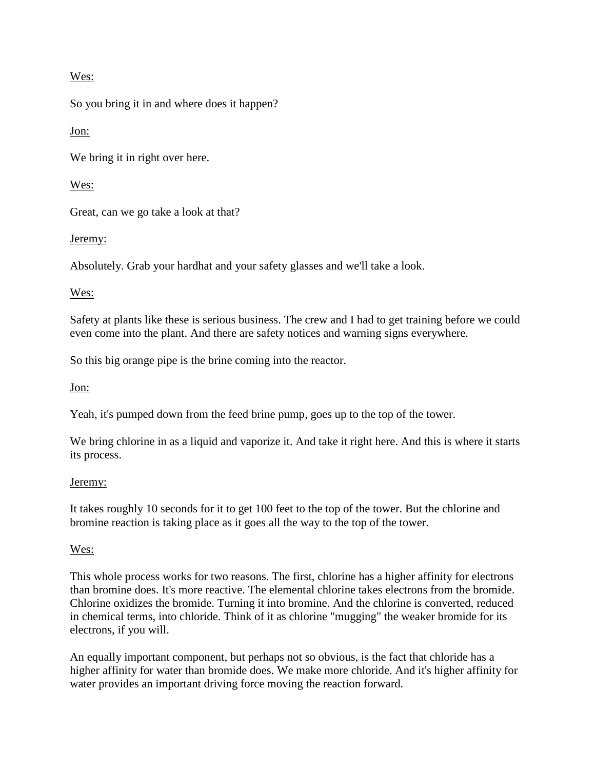Wes:

So you bring it in and where does it happen?

Jon:

We bring it in right over here.

Wes:

Great, can we go take a look at that?

Jeremy:

Absolutely. Grab your hardhat and your safety glasses and we'll take a look.

Wes:

Safety at plants like these is serious business. The crew and I had to get training before we could even come into the plant. And there are safety notices and warning signs everywhere.

So this big orange pipe is the brine coming into the reactor.

Jon:

Yeah, it's pumped down from the feed brine pump, goes up to the top of the tower.

We bring chlorine in as a liquid and vaporize it. And take it right here. And this is where it starts its process.

Jeremy:

It takes roughly 10 seconds for it to get 100 feet to the top of the tower. But the chlorine and bromine reaction is taking place as it goes all the way to the top of the tower.

Wes:

This whole process works for two reasons. The first, chlorine has a higher affinity for electrons than bromine does. It's more reactive. The elemental chlorine takes electrons from the bromide. Chlorine oxidizes the bromide. Turning it into bromine. And the chlorine is converted, reduced in chemical terms, into chloride. Think of it as chlorine "mugging" the weaker bromide for its electrons, if you will.

An equally important component, but perhaps not so obvious, is the fact that chloride has a higher affinity for water than bromide does. We make more chloride. And it's higher affinity for water provides an important driving force moving the reaction forward.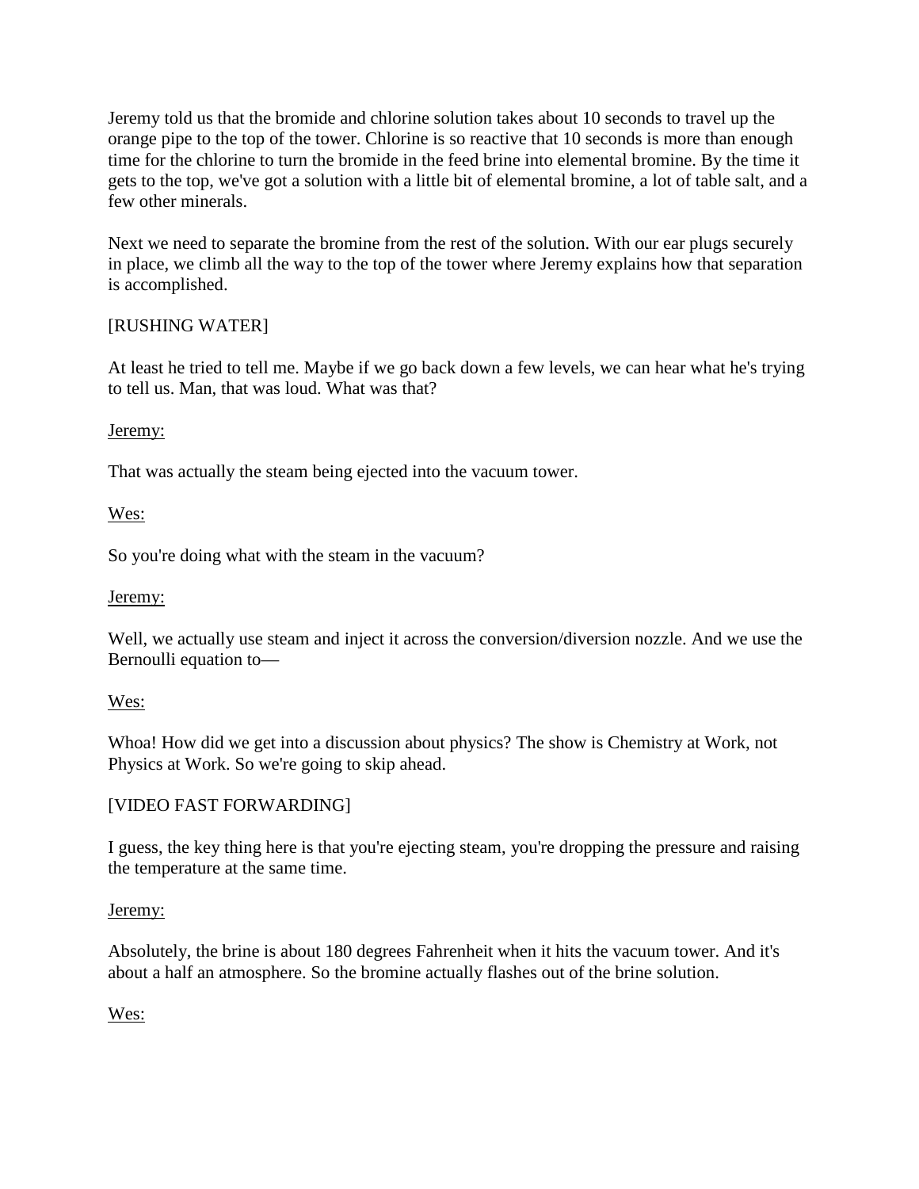Jeremy told us that the bromide and chlorine solution takes about 10 seconds to travel up the orange pipe to the top of the tower. Chlorine is so reactive that 10 seconds is more than enough time for the chlorine to turn the bromide in the feed brine into elemental bromine. By the time it gets to the top, we've got a solution with a little bit of elemental bromine, a lot of table salt, and a few other minerals.

Next we need to separate the bromine from the rest of the solution. With our ear plugs securely in place, we climb all the way to the top of the tower where Jeremy explains how that separation is accomplished.

[RUSHING WATER]

At least he tried to tell me. Maybe if we go back down a few levels, we can hear what he's trying to tell us. Man, that was loud. What was that?

<u>Jeremy:</u>

That was actually the steam being ejected into the vacuum tower.

<u>Wes:</u>

So you're doing what with the steam in the vacuum?

<u>Jeremy:</u>

Well, we actually use steam and inject it across the conversion/diversion nozzle. And we use the Bernoulli equation to—

<u>Wes:</u>

Whoa! How did we get into a discussion about physics? The show is Chemistry at Work, not Physics at Work. So we're going to skip ahead.

[VIDEO FAST FORWARDING]

I guess, the key thing here is that you're ejecting steam, you're dropping the pressure and raising the temperature at the same time.

<u>Jeremy:</u>

Absolutely, the brine is about 180 degrees Fahrenheit when it hits the vacuum tower. And it's about a half an atmosphere. So the bromine actually flashes out of the brine solution.

<u>Wes:</u>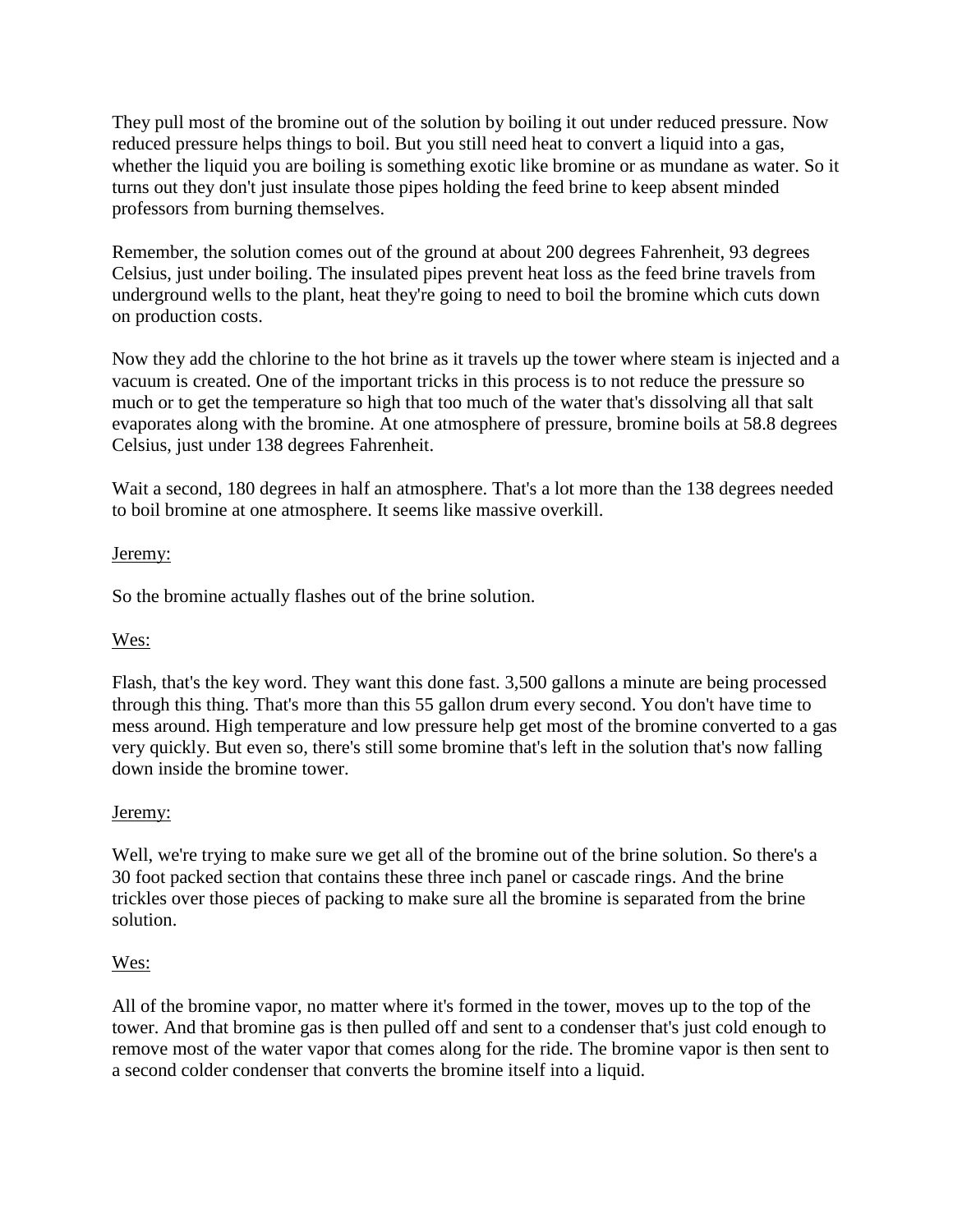They pull most of the bromine out of the solution by boiling it out under reduced pressure. Now reduced pressure helps things to boil. But you still need heat to convert a liquid into a gas, whether the liquid you are boiling is something exotic like bromine or as mundane as water. So it turns out they don't just insulate those pipes holding the feed brine to keep absent minded professors from burning themselves.

Remember, the solution comes out of the ground at about 200 degrees Fahrenheit, 93 degrees Celsius, just under boiling. The insulated pipes prevent heat loss as the feed brine travels from underground wells to the plant, heat they're going to need to boil the bromine which cuts down on production costs.

Now they add the chlorine to the hot brine as it travels up the tower where steam is injected and a vacuum is created. One of the important tricks in this process is to not reduce the pressure so much or to get the temperature so high that too much of the water that's dissolving all that salt evaporates along with the bromine. At one atmosphere of pressure, bromine boils at 58.8 degrees Celsius, just under 138 degrees Fahrenheit.

Wait a second, 180 degrees in half an atmosphere. That's a lot more than the 138 degrees needed to boil bromine at one atmosphere. It seems like massive overkill.

<u>Jeremy:</u>

So the bromine actually flashes out of the brine solution.

<u>Wes:</u>

Flash, that's the key word. They want this done fast. 3,500 gallons a minute are being processed through this thing. That's more than this 55 gallon drum every second. You don't have time to mess around. High temperature and low pressure help get most of the bromine converted to a gas very quickly. But even so, there's still some bromine that's left in the solution that's now falling down inside the bromine tower.

<u>Jeremy:</u>

Well, we're trying to make sure we get all of the bromine out of the brine solution. So there's a 30 foot packed section that contains these three inch panel or cascade rings. And the brine trickles over those pieces of packing to make sure all the bromine is separated from the brine solution.

<u>Wes:</u>

All of the bromine vapor, no matter where it's formed in the tower, moves up to the top of the tower. And that bromine gas is then pulled off and sent to a condenser that's just cold enough to remove most of the water vapor that comes along for the ride. The bromine vapor is then sent to a second colder condenser that converts the bromine itself into a liquid.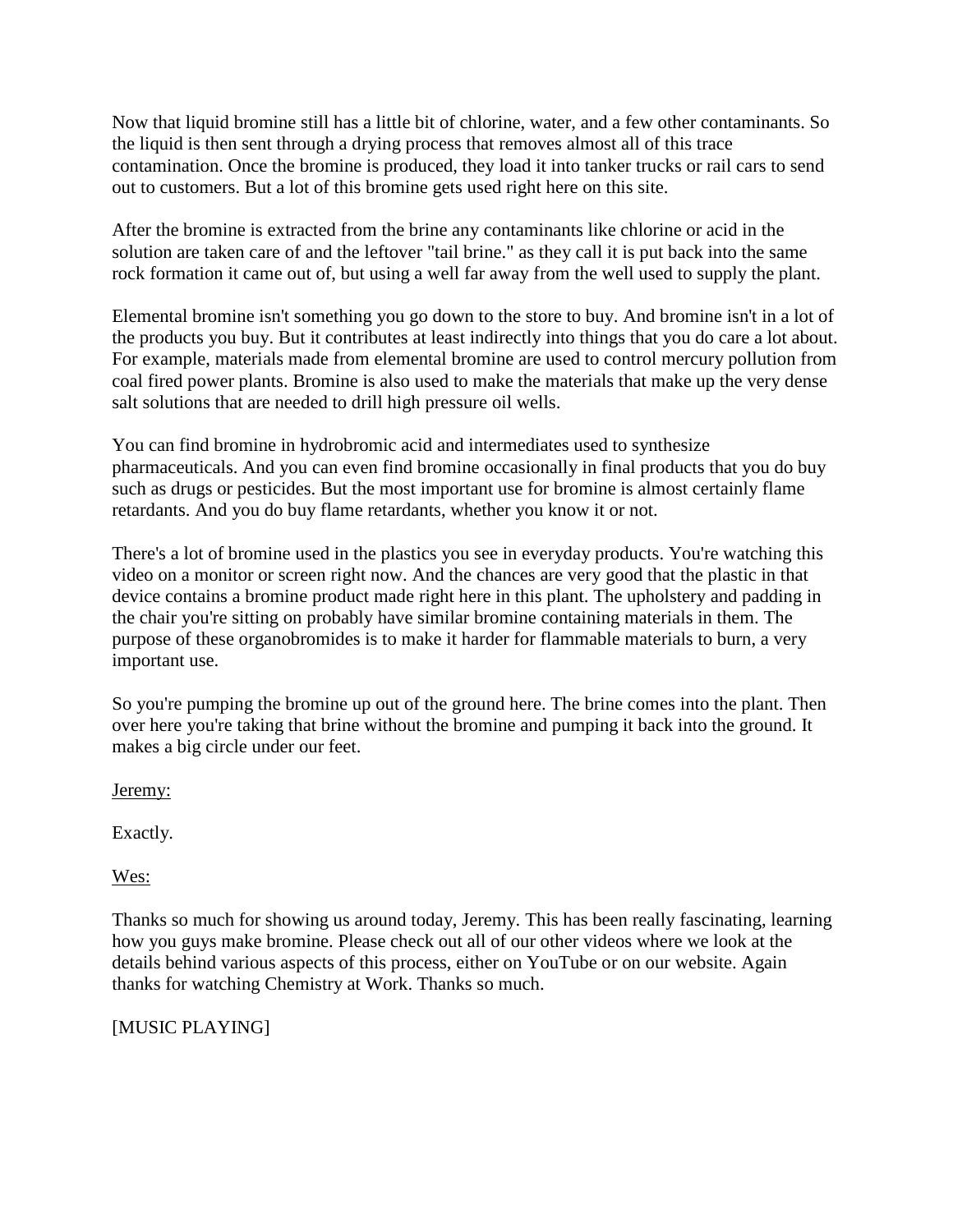Now that liquid bromine still has a little bit of chlorine, water, and a few other contaminants. So the liquid is then sent through a drying process that removes almost all of this trace contamination. Once the bromine is produced, they load it into tanker trucks or rail cars to send out to customers. But a lot of this bromine gets used right here on this site.

After the bromine is extracted from the brine any contaminants like chlorine or acid in the solution are taken care of and the leftover "tail brine." as they call it is put back into the same rock formation it came out of, but using a well far away from the well used to supply the plant.

Elemental bromine isn't something you go down to the store to buy. And bromine isn't in a lot of the products you buy. But it contributes at least indirectly into things that you do care a lot about. For example, materials made from elemental bromine are used to control mercury pollution from coal fired power plants. Bromine is also used to make the materials that make up the very dense salt solutions that are needed to drill high pressure oil wells.

You can find bromine in hydrobromic acid and intermediates used to synthesize pharmaceuticals. And you can even find bromine occasionally in final products that you do buy such as drugs or pesticides. But the most important use for bromine is almost certainly flame retardants. And you do buy flame retardants, whether you know it or not.

There's a lot of bromine used in the plastics you see in everyday products. You're watching this video on a monitor or screen right now. And the chances are very good that the plastic in that device contains a bromine product made right here in this plant. The upholstery and padding in the chair you're sitting on probably have similar bromine containing materials in them. The purpose of these organobromides is to make it harder for flammable materials to burn, a very important use.

So you're pumping the bromine up out of the ground here. The brine comes into the plant. Then over here you're taking that brine without the bromine and pumping it back into the ground. It makes a big circle under our feet.

<u>Jeremy:</u>

Exactly.

<u>Wes:</u>

Thanks so much for showing us around today, Jeremy. This has been really fascinating, learning how you guys make bromine. Please check out all of our other videos where we look at the details behind various aspects of this process, either on YouTube or on our website. Again thanks for watching Chemistry at Work. Thanks so much.

[MUSIC PLAYING]